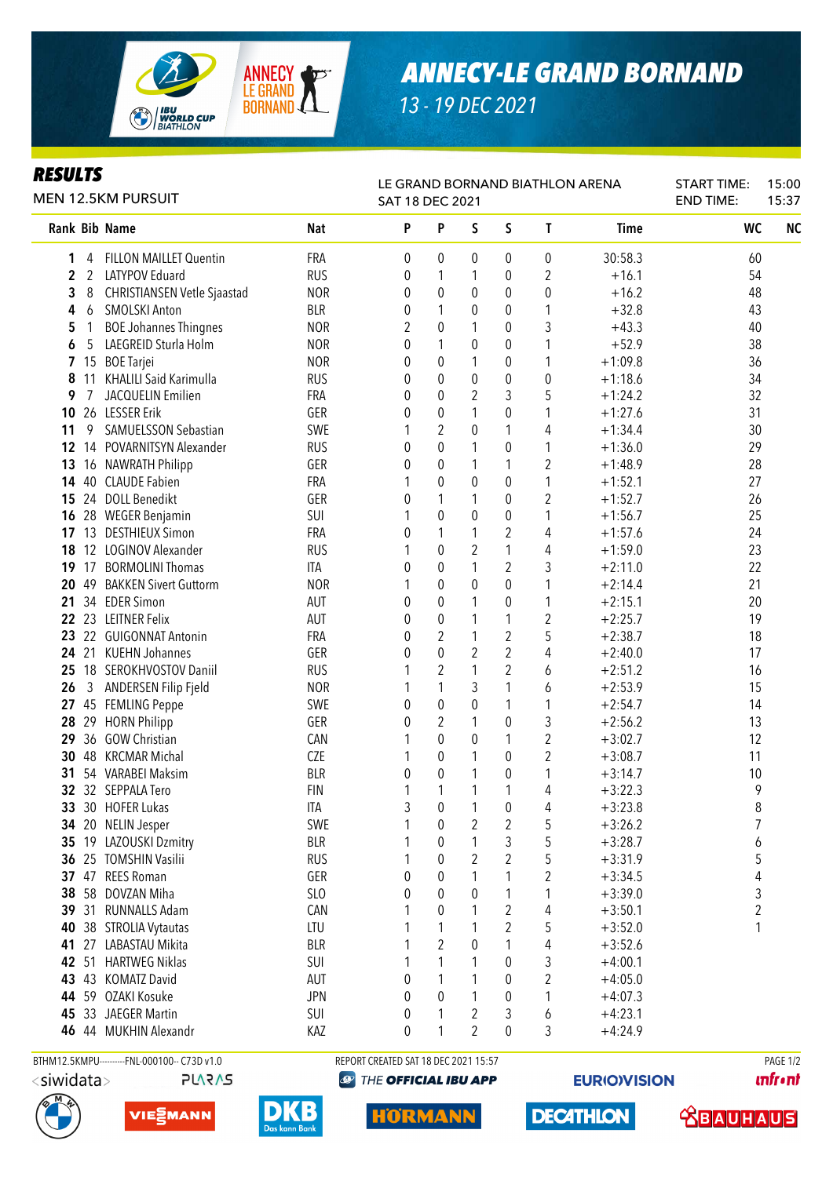# ANNECY-LE GRAND BORNAND

13 - 19 DEC 2021

## RESULTS

MEN 12.5KM PURSUIT

LE GRAND BORNAND BIATHLON ARENA
SAT 18 DEC 2021

START TIME: 15:00
END TIME: 15:37

| Rank | Bib | Name | Nat | P | P | S | S | T | Time | WC | NC |
|---|---|---|---|---|---|---|---|---|---|---|---|
| 1 | 4 | FILLON MAILLET Quentin | FRA | 0 | 0 | 0 | 0 | 0 | 30:58.3 | 60 | |
| 2 | 2 | LATYPOV Eduard | RUS | 0 | 1 | 1 | 0 | 2 | +16.1 | 54 | |
| 3 | 8 | CHRISTIANSEN Vetle Sjaastad | NOR | 0 | 0 | 0 | 0 | 0 | +16.2 | 48 | |
| 4 | 6 | SMOLSKI Anton | BLR | 0 | 1 | 0 | 0 | 1 | +32.8 | 43 | |
| 5 | 1 | BOE Johannes Thingnes | NOR | 2 | 0 | 1 | 0 | 3 | +43.3 | 40 | |
| 6 | 5 | LAEGREID Sturla Holm | NOR | 0 | 1 | 0 | 0 | 1 | +52.9 | 38 | |
| 7 | 15 | BOE Tarjei | NOR | 0 | 0 | 1 | 0 | 1 | +1:09.8 | 36 | |
| 8 | 11 | KHALILI Said Karimulla | RUS | 0 | 0 | 0 | 0 | 0 | +1:18.6 | 34 | |
| 9 | 7 | JACQUELIN Emilien | FRA | 0 | 0 | 2 | 3 | 5 | +1:24.2 | 32 | |
| 10 | 26 | LESSER Erik | GER | 0 | 0 | 1 | 0 | 1 | +1:27.6 | 31 | |
| 11 | 9 | SAMUELSSON Sebastian | SWE | 1 | 2 | 0 | 1 | 4 | +1:34.4 | 30 | |
| 12 | 14 | POVARNITSYN Alexander | RUS | 0 | 0 | 1 | 0 | 1 | +1:36.0 | 29 | |
| 13 | 16 | NAWRATH Philipp | GER | 0 | 0 | 1 | 1 | 2 | +1:48.9 | 28 | |
| 14 | 40 | CLAUDE Fabien | FRA | 1 | 0 | 0 | 0 | 1 | +1:52.1 | 27 | |
| 15 | 24 | DOLL Benedikt | GER | 0 | 1 | 1 | 0 | 2 | +1:52.7 | 26 | |
| 16 | 28 | WEGER Benjamin | SUI | 1 | 0 | 0 | 0 | 1 | +1:56.7 | 25 | |
| 17 | 13 | DESTHIEUX Simon | FRA | 0 | 1 | 1 | 2 | 4 | +1:57.6 | 24 | |
| 18 | 12 | LOGINOV Alexander | RUS | 1 | 0 | 2 | 1 | 4 | +1:59.0 | 23 | |
| 19 | 17 | BORMOLINI Thomas | ITA | 0 | 0 | 1 | 2 | 3 | +2:11.0 | 22 | |
| 20 | 49 | BAKKEN Sivert Guttorm | NOR | 1 | 0 | 0 | 0 | 1 | +2:14.4 | 21 | |
| 21 | 34 | EDER Simon | AUT | 0 | 0 | 1 | 0 | 1 | +2:15.1 | 20 | |
| 22 | 23 | LEITNER Felix | AUT | 0 | 0 | 1 | 1 | 2 | +2:25.7 | 19 | |
| 23 | 22 | GUIGONNAT Antonin | FRA | 0 | 2 | 1 | 2 | 5 | +2:38.7 | 18 | |
| 24 | 21 | KUEHN Johannes | GER | 0 | 0 | 2 | 2 | 4 | +2:40.0 | 17 | |
| 25 | 18 | SEROKHVOSTOV Daniil | RUS | 1 | 2 | 1 | 2 | 6 | +2:51.2 | 16 | |
| 26 | 3 | ANDERSEN Filip Fjeld | NOR | 1 | 1 | 3 | 1 | 6 | +2:53.9 | 15 | |
| 27 | 45 | FEMLING Peppe | SWE | 0 | 0 | 0 | 1 | 1 | +2:54.7 | 14 | |
| 28 | 29 | HORN Philipp | GER | 0 | 2 | 1 | 0 | 3 | +2:56.2 | 13 | |
| 29 | 36 | GOW Christian | CAN | 1 | 0 | 0 | 1 | 2 | +3:02.7 | 12 | |
| 30 | 48 | KRCMAR Michal | CZE | 1 | 0 | 1 | 0 | 2 | +3:08.7 | 11 | |
| 31 | 54 | VARABEI Maksim | BLR | 0 | 0 | 1 | 0 | 1 | +3:14.7 | 10 | |
| 32 | 32 | SEPPALA Tero | FIN | 1 | 1 | 1 | 1 | 4 | +3:22.3 | 9 | |
| 33 | 30 | HOFER Lukas | ITA | 3 | 0 | 1 | 0 | 4 | +3:23.8 | 8 | |
| 34 | 20 | NELIN Jesper | SWE | 1 | 0 | 2 | 2 | 5 | +3:26.2 | 7 | |
| 35 | 19 | LAZOUSKI Dzmitry | BLR | 1 | 0 | 1 | 3 | 5 | +3:28.7 | 6 | |
| 36 | 25 | TOMSHIN Vasilii | RUS | 1 | 0 | 2 | 2 | 5 | +3:31.9 | 5 | |
| 37 | 47 | REES Roman | GER | 0 | 0 | 1 | 1 | 2 | +3:34.5 | 4 | |
| 38 | 58 | DOVZAN Miha | SLO | 0 | 0 | 0 | 1 | 1 | +3:39.0 | 3 | |
| 39 | 31 | RUNNALLS Adam | CAN | 1 | 0 | 1 | 2 | 4 | +3:50.1 | 2 | |
| 40 | 38 | STROLIA Vytautas | LTU | 1 | 1 | 1 | 2 | 5 | +3:52.0 | 1 | |
| 41 | 27 | LABASTAU Mikita | BLR | 1 | 2 | 0 | 1 | 4 | +3:52.6 | | |
| 42 | 51 | HARTWEG Niklas | SUI | 1 | 1 | 1 | 0 | 3 | +4:00.1 | | |
| 43 | 43 | KOMATZ David | AUT | 0 | 1 | 1 | 0 | 2 | +4:05.0 | | |
| 44 | 59 | OZAKI Kosuke | JPN | 0 | 0 | 1 | 0 | 1 | +4:07.3 | | |
| 45 | 33 | JAEGER Martin | SUI | 0 | 1 | 2 | 3 | 6 | +4:23.1 | | |
| 46 | 44 | MUKHIN Alexandr | KAZ | 0 | 1 | 2 | 0 | 3 | +4:24.9 | | |

BTHM12.5KMPU---------FNL-000100-- C73D v1.0 REPORT CREATED SAT 18 DEC 2021 15:57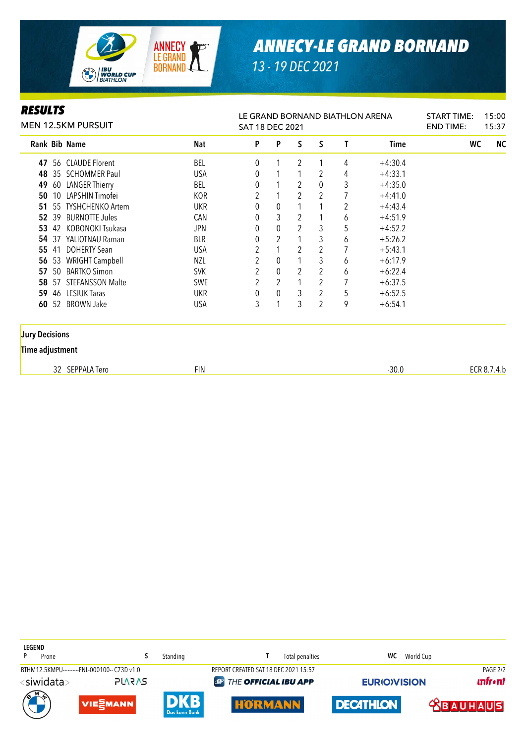# ANNECY-LE GRAND BORNAND

13 - 19 DEC 2021

## RESULTS

MEN 12.5KM PURSUIT

LE GRAND BORNAND BIATHLON ARENA
SAT 18 DEC 2021

START TIME: 15:00
END TIME: 15:37

| Rank | Bib | Name | Nat | P | P | S | S | T | Time | WC | NC |
|---|---|---|---|---|---|---|---|---|---|---|---|
| **47** | 56 | CLAUDE Florent | BEL | 0 | 1 | 2 | 1 | 4 | +4:30.4 | | |
| **48** | 35 | SCHOMMER Paul | USA | 0 | 1 | 1 | 2 | 4 | +4:33.1 | | |
| **49** | 60 | LANGER Thierry | BEL | 0 | 1 | 2 | 0 | 3 | +4:35.0 | | |
| **50** | 10 | LAPSHIN Timofei | KOR | 2 | 1 | 2 | 2 | 7 | +4:41.0 | | |
| **51** | 55 | TYSHCHENKO Artem | UKR | 0 | 0 | 1 | 1 | 2 | +4:43.4 | | |
| **52** | 39 | BURNOTTE Jules | CAN | 0 | 3 | 2 | 1 | 6 | +4:51.9 | | |
| **53** | 42 | KOBONOKI Tsukasa | JPN | 0 | 0 | 2 | 3 | 5 | +4:52.2 | | |
| **54** | 37 | YALIOTNAU Raman | BLR | 0 | 2 | 1 | 3 | 6 | +5:26.2 | | |
| **55** | 41 | DOHERTY Sean | USA | 2 | 1 | 2 | 2 | 7 | +5:43.1 | | |
| **56** | 53 | WRIGHT Campbell | NZL | 2 | 0 | 1 | 3 | 6 | +6:17.9 | | |
| **57** | 50 | BARTKO Simon | SVK | 2 | 0 | 2 | 2 | 6 | +6:22.4 | | |
| **58** | 57 | STEFANSSON Malte | SWE | 2 | 2 | 1 | 2 | 7 | +6:37.5 | | |
| **59** | 46 | LESIUK Taras | UKR | 0 | 0 | 3 | 2 | 5 | +6:52.5 | | |
| **60** | 52 | BROWN Jake | USA | 3 | 1 | 3 | 2 | 9 | +6:54.1 | | |

**Jury Decisions**

**Time adjustment**

| | | | | |
|---|---|---|---|---|
| 32 | SEPPALA Tero | FIN | -30.0 | ECR 8.7.4.b |

LEGEND
P Prone
S Standing
T Total penalties
WC World Cup

BTHM12.5KMPU----------FNL-000100-- C73D v1.0
REPORT CREATED SAT 18 DEC 2021 15:57